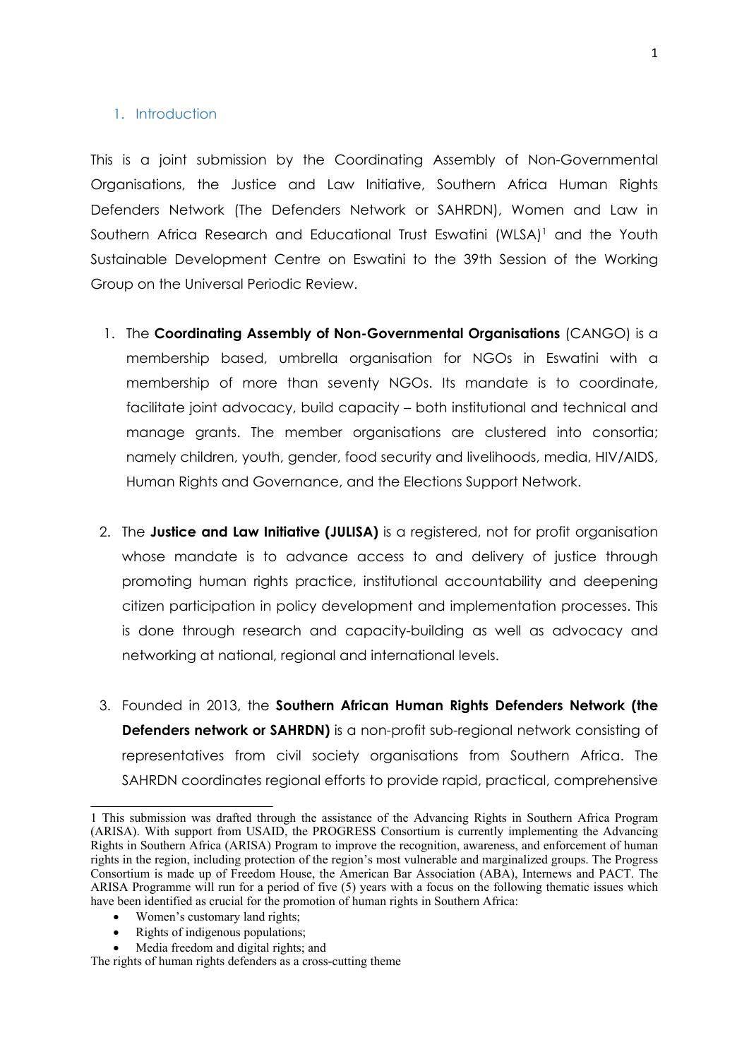## 1. Introduction

This is a joint submission by the Coordinating Assembly of Non-Governmental Organisations, the Justice and Law Initiative, Southern Africa Human Rights Defenders Network (The Defenders Network or SAHRDN), Women and Law in Southern Africa Research and Educational Trust Eswatini (WLSA)[1] and the Youth Sustainable Development Centre on Eswatini to the 39th Session of the Working Group on the Universal Periodic Review.

1. The **Coordinating Assembly of Non-Governmental Organisations** (CANGO) is a membership based, umbrella organisation for NGOs in Eswatini with a membership of more than seventy NGOs. Its mandate is to coordinate, facilitate joint advocacy, build capacity – both institutional and technical and manage grants. The member organisations are clustered into consortia; namely children, youth, gender, food security and livelihoods, media, HIV/AIDS, Human Rights and Governance, and the Elections Support Network.

2. The **Justice and Law Initiative (JULISA)** is a registered, not for profit organisation whose mandate is to advance access to and delivery of justice through promoting human rights practice, institutional accountability and deepening citizen participation in policy development and implementation processes. This is done through research and capacity-building as well as advocacy and networking at national, regional and international levels.

3. Founded in 2013, the **Southern African Human Rights Defenders Network (the Defenders network or SAHRDN)** is a non-profit sub-regional network consisting of representatives from civil society organisations from Southern Africa. The SAHRDN coordinates regional efforts to provide rapid, practical, comprehensive

---

[1] This submission was drafted through the assistance of the Advancing Rights in Southern Africa Program (ARISA). With support from USAID, the PROGRESS Consortium is currently implementing the Advancing Rights in Southern Africa (ARISA) Program to improve the recognition, awareness, and enforcement of human rights in the region, including protection of the region's most vulnerable and marginalized groups. The Progress Consortium is made up of Freedom House, the American Bar Association (ABA), Internews and PACT. The ARISA Programme will run for a period of five (5) years with a focus on the following thematic issues which have been identified as crucial for the promotion of human rights in Southern Africa:

- Women's customary land rights;
- Rights of indigenous populations;
- Media freedom and digital rights; and

The rights of human rights defenders as a cross-cutting theme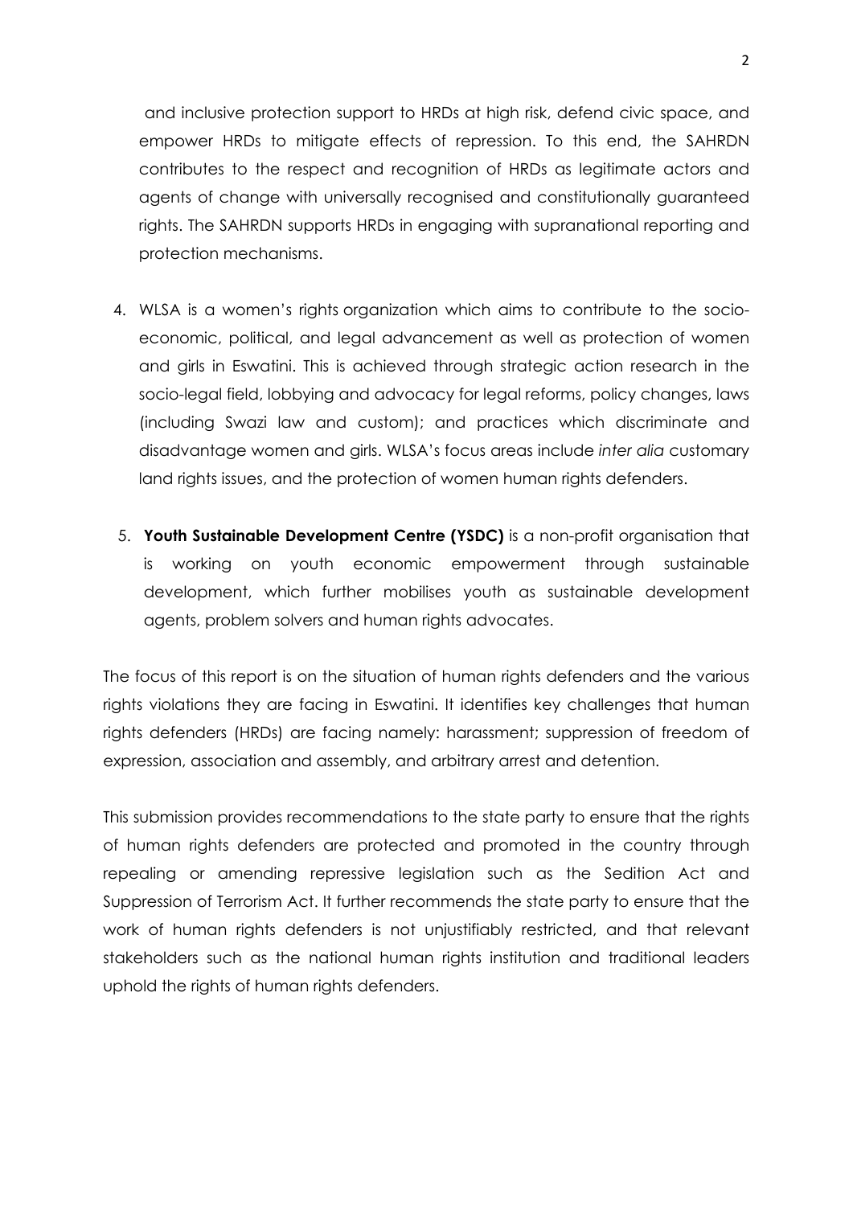and inclusive protection support to HRDs at high risk, defend civic space, and empower HRDs to mitigate effects of repression. To this end, the SAHRDN contributes to the respect and recognition of HRDs as legitimate actors and agents of change with universally recognised and constitutionally guaranteed rights. The SAHRDN supports HRDs in engaging with supranational reporting and protection mechanisms.

4. WLSA is a women's rights organization which aims to contribute to the socio-economic, political, and legal advancement as well as protection of women and girls in Eswatini. This is achieved through strategic action research in the socio-legal field, lobbying and advocacy for legal reforms, policy changes, laws (including Swazi law and custom); and practices which discriminate and disadvantage women and girls. WLSA's focus areas include *inter alia* customary land rights issues, and the protection of women human rights defenders.

5. **Youth Sustainable Development Centre (YSDC)** is a non-profit organisation that is working on youth economic empowerment through sustainable development, which further mobilises youth as sustainable development agents, problem solvers and human rights advocates.

The focus of this report is on the situation of human rights defenders and the various rights violations they are facing in Eswatini. It identifies key challenges that human rights defenders (HRDs) are facing namely: harassment; suppression of freedom of expression, association and assembly, and arbitrary arrest and detention.

This submission provides recommendations to the state party to ensure that the rights of human rights defenders are protected and promoted in the country through repealing or amending repressive legislation such as the Sedition Act and Suppression of Terrorism Act. It further recommends the state party to ensure that the work of human rights defenders is not unjustifiably restricted, and that relevant stakeholders such as the national human rights institution and traditional leaders uphold the rights of human rights defenders.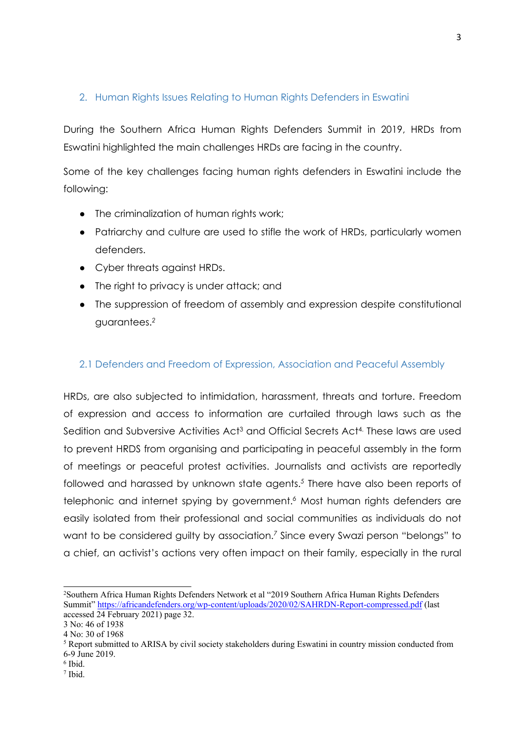## 2. Human Rights Issues Relating to Human Rights Defenders in Eswatini

During the Southern Africa Human Rights Defenders Summit in 2019, HRDs from Eswatini highlighted the main challenges HRDs are facing in the country.

Some of the key challenges facing human rights defenders in Eswatini include the following:

- The criminalization of human rights work;
- Patriarchy and culture are used to stifle the work of HRDs, particularly women defenders.
- Cyber threats against HRDs.
- The right to privacy is under attack; and
- The suppression of freedom of assembly and expression despite constitutional guarantees.[2]

### 2.1 Defenders and Freedom of Expression, Association and Peaceful Assembly

HRDs, are also subjected to intimidation, harassment, threats and torture. Freedom of expression and access to information are curtailed through laws such as the Sedition and Subversive Activities Act[3] and Official Secrets Act[4]. These laws are used to prevent HRDS from organising and participating in peaceful assembly in the form of meetings or peaceful protest activities. Journalists and activists are reportedly followed and harassed by unknown state agents.[5] There have also been reports of telephonic and internet spying by government.[6] Most human rights defenders are easily isolated from their professional and social communities as individuals do not want to be considered guilty by association.[7] Since every Swazi person "belongs" to a chief, an activist's actions very often impact on their family, especially in the rural

---

[2]Southern Africa Human Rights Defenders Network et al "2019 Southern Africa Human Rights Defenders Summit" https://africandefenders.org/wp-content/uploads/2020/02/SAHRDN-Report-compressed.pdf (last accessed 24 February 2021) page 32.

3 No: 46 of 1938

4 No: 30 of 1968

[5] Report submitted to ARISA by civil society stakeholders during Eswatini in country mission conducted from 6-9 June 2019.

[6] Ibid.

[7] Ibid.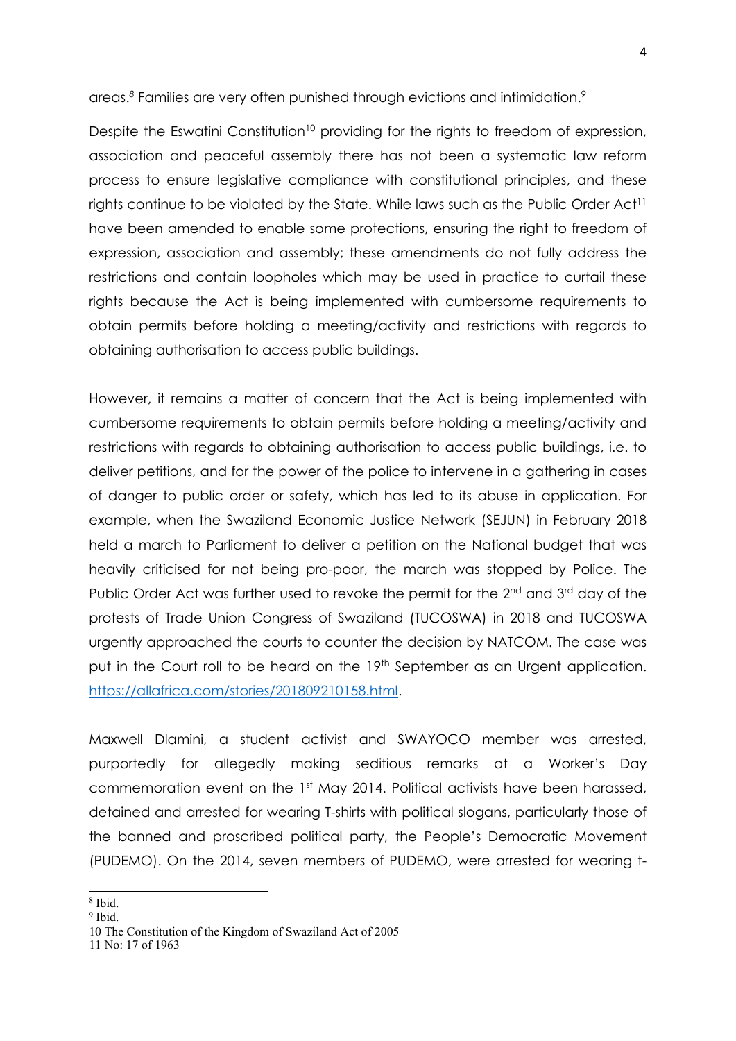areas.[8] Families are very often punished through evictions and intimidation.[9]

Despite the Eswatini Constitution[10] providing for the rights to freedom of expression, association and peaceful assembly there has not been a systematic law reform process to ensure legislative compliance with constitutional principles, and these rights continue to be violated by the State. While laws such as the Public Order Act[11] have been amended to enable some protections, ensuring the right to freedom of expression, association and assembly; these amendments do not fully address the restrictions and contain loopholes which may be used in practice to curtail these rights because the Act is being implemented with cumbersome requirements to obtain permits before holding a meeting/activity and restrictions with regards to obtaining authorisation to access public buildings.

However, it remains a matter of concern that the Act is being implemented with cumbersome requirements to obtain permits before holding a meeting/activity and restrictions with regards to obtaining authorisation to access public buildings, i.e. to deliver petitions, and for the power of the police to intervene in a gathering in cases of danger to public order or safety, which has led to its abuse in application. For example, when the Swaziland Economic Justice Network (SEJUN) in February 2018 held a march to Parliament to deliver a petition on the National budget that was heavily criticised for not being pro-poor, the march was stopped by Police. The Public Order Act was further used to revoke the permit for the 2nd and 3rd day of the protests of Trade Union Congress of Swaziland (TUCOSWA) in 2018 and TUCOSWA urgently approached the courts to counter the decision by NATCOM. The case was put in the Court roll to be heard on the 19th September as an Urgent application. [https://allafrica.com/stories/201809210158.html](https://allafrica.com/stories/201809210158.html).

Maxwell Dlamini, a student activist and SWAYOCO member was arrested, purportedly for allegedly making seditious remarks at a Worker's Day commemoration event on the 1st May 2014. Political activists have been harassed, detained and arrested for wearing T-shirts with political slogans, particularly those of the banned and proscribed political party, the People's Democratic Movement (PUDEMO). On the 2014, seven members of PUDEMO, were arrested for wearing t-

---

[8] Ibid.

[9] Ibid.

10 The Constitution of the Kingdom of Swaziland Act of 2005

11 No: 17 of 1963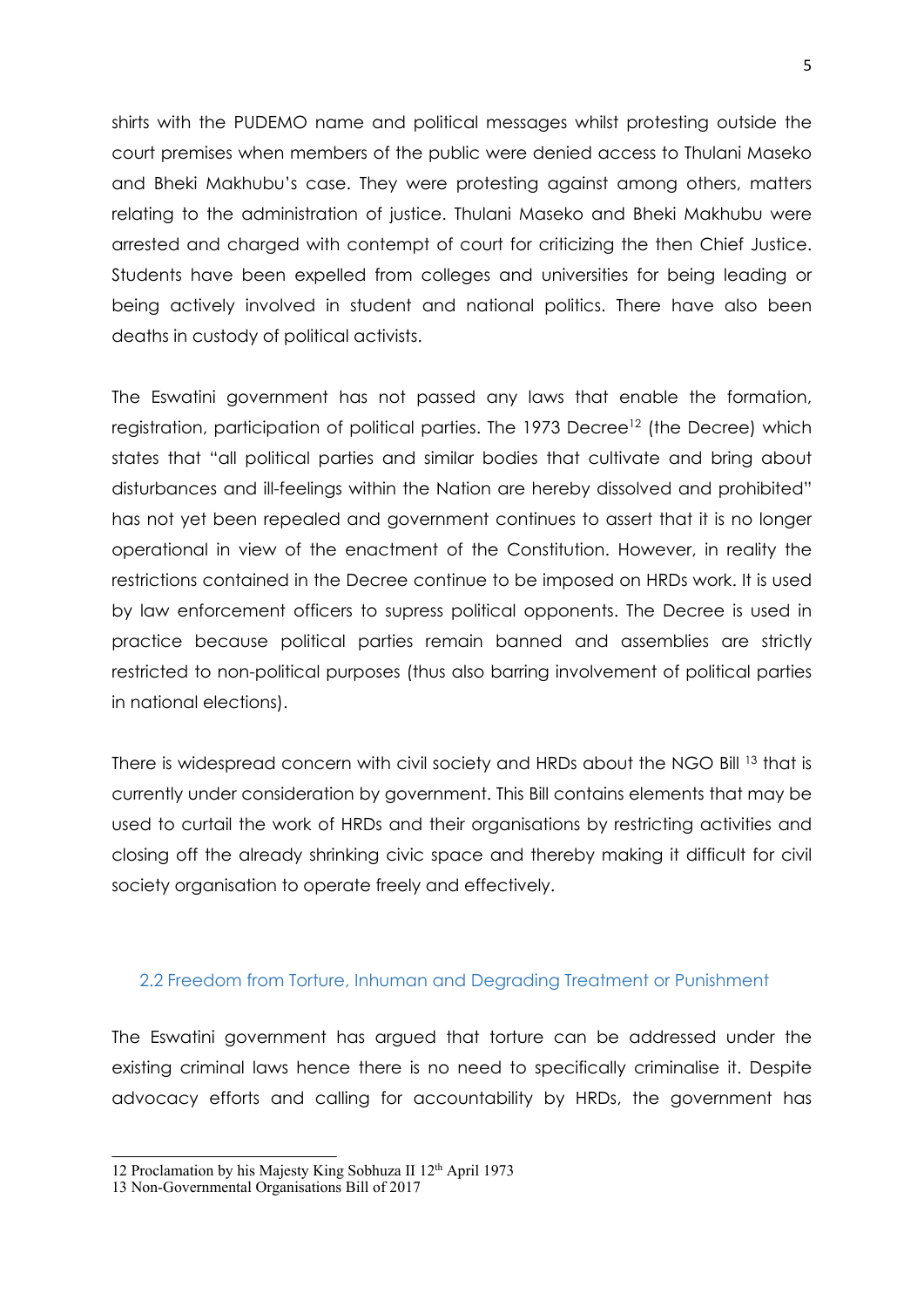shirts with the PUDEMO name and political messages whilst protesting outside the court premises when members of the public were denied access to Thulani Maseko and Bheki Makhubu's case. They were protesting against among others, matters relating to the administration of justice. Thulani Maseko and Bheki Makhubu were arrested and charged with contempt of court for criticizing the then Chief Justice. Students have been expelled from colleges and universities for being leading or being actively involved in student and national politics. There have also been deaths in custody of political activists.

The Eswatini government has not passed any laws that enable the formation, registration, participation of political parties. The 1973 Decree[12] (the Decree) which states that "all political parties and similar bodies that cultivate and bring about disturbances and ill-feelings within the Nation are hereby dissolved and prohibited" has not yet been repealed and government continues to assert that it is no longer operational in view of the enactment of the Constitution. However, in reality the restrictions contained in the Decree continue to be imposed on HRDs work. It is used by law enforcement officers to supress political opponents. The Decree is used in practice because political parties remain banned and assemblies are strictly restricted to non-political purposes (thus also barring involvement of political parties in national elections).

There is widespread concern with civil society and HRDs about the NGO Bill [13] that is currently under consideration by government. This Bill contains elements that may be used to curtail the work of HRDs and their organisations by restricting activities and closing off the already shrinking civic space and thereby making it difficult for civil society organisation to operate freely and effectively.

### 2.2 Freedom from Torture, Inhuman and Degrading Treatment or Punishment

The Eswatini government has argued that torture can be addressed under the existing criminal laws hence there is no need to specifically criminalise it. Despite advocacy efforts and calling for accountability by HRDs, the government has

---

12 Proclamation by his Majesty King Sobhuza II 12th April 1973

13 Non-Governmental Organisations Bill of 2017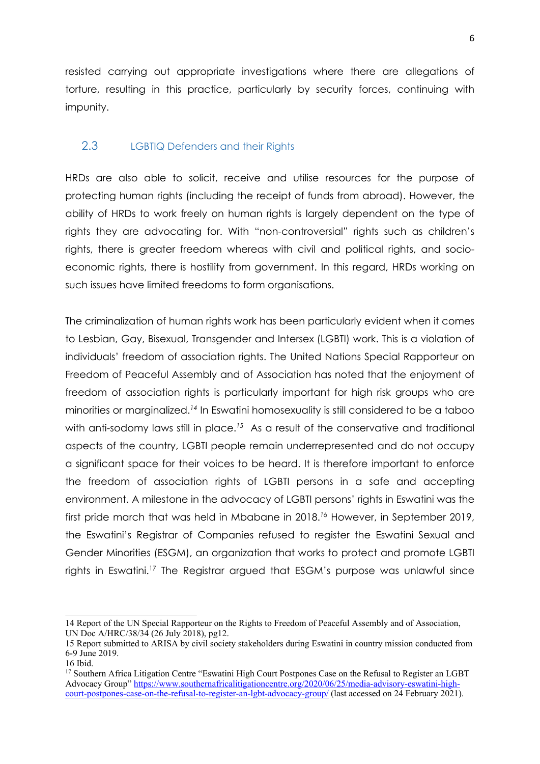resisted carrying out appropriate investigations where there are allegations of torture, resulting in this practice, particularly by security forces, continuing with impunity.

## 2.3 LGBTIQ Defenders and their Rights

HRDs are also able to solicit, receive and utilise resources for the purpose of protecting human rights (including the receipt of funds from abroad). However, the ability of HRDs to work freely on human rights is largely dependent on the type of rights they are advocating for. With "non-controversial" rights such as children's rights, there is greater freedom whereas with civil and political rights, and socio-economic rights, there is hostility from government. In this regard, HRDs working on such issues have limited freedoms to form organisations.

The criminalization of human rights work has been particularly evident when it comes to Lesbian, Gay, Bisexual, Transgender and Intersex (LGBTI) work. This is a violation of individuals' freedom of association rights. The United Nations Special Rapporteur on Freedom of Peaceful Assembly and of Association has noted that the enjoyment of freedom of association rights is particularly important for high risk groups who are minorities or marginalized.[14] In Eswatini homosexuality is still considered to be a taboo with anti-sodomy laws still in place.[15] As a result of the conservative and traditional aspects of the country, LGBTI people remain underrepresented and do not occupy a significant space for their voices to be heard. It is therefore important to enforce the freedom of association rights of LGBTI persons in a safe and accepting environment. A milestone in the advocacy of LGBTI persons' rights in Eswatini was the first pride march that was held in Mbabane in 2018.[16] However, in September 2019, the Eswatini's Registrar of Companies refused to register the Eswatini Sexual and Gender Minorities (ESGM), an organization that works to protect and promote LGBTI rights in Eswatini.[17] The Registrar argued that ESGM's purpose was unlawful since

---

14 Report of the UN Special Rapporteur on the Rights to Freedom of Peaceful Assembly and of Association, UN Doc A/HRC/38/34 (26 July 2018), pg12.

15 Report submitted to ARISA by civil society stakeholders during Eswatini in country mission conducted from 6-9 June 2019.

16 Ibid.

17 Southern Africa Litigation Centre "Eswatini High Court Postpones Case on the Refusal to Register an LGBT Advocacy Group" https://www.southernafricalitigationcentre.org/2020/06/25/media-advisory-eswatini-high-court-postpones-case-on-the-refusal-to-register-an-lgbt-advocacy-group/ (last accessed on 24 February 2021).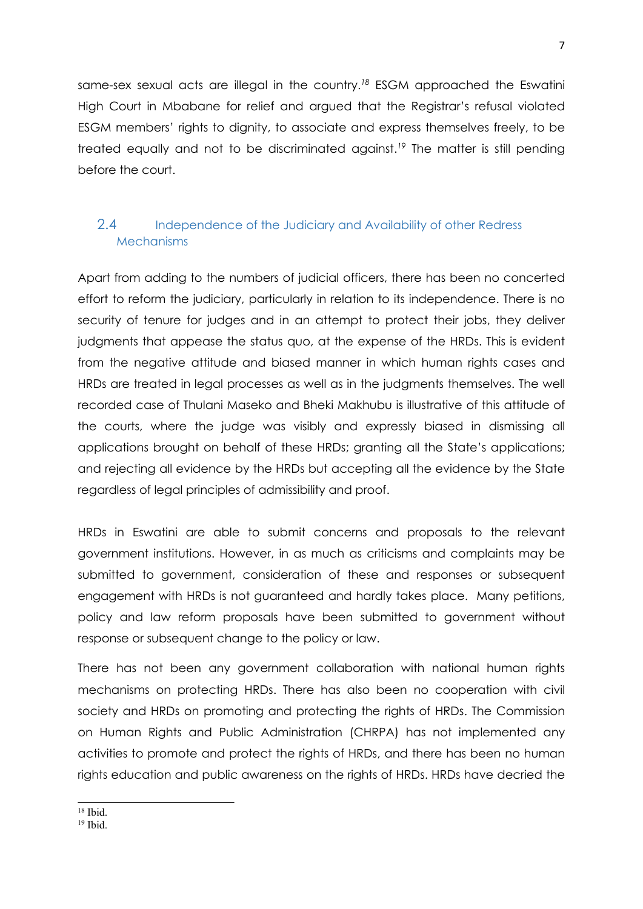same-sex sexual acts are illegal in the country.[18] ESGM approached the Eswatini High Court in Mbabane for relief and argued that the Registrar's refusal violated ESGM members' rights to dignity, to associate and express themselves freely, to be treated equally and not to be discriminated against.[19] The matter is still pending before the court.

## 2.4 Independence of the Judiciary and Availability of other Redress Mechanisms

Apart from adding to the numbers of judicial officers, there has been no concerted effort to reform the judiciary, particularly in relation to its independence. There is no security of tenure for judges and in an attempt to protect their jobs, they deliver judgments that appease the status quo, at the expense of the HRDs. This is evident from the negative attitude and biased manner in which human rights cases and HRDs are treated in legal processes as well as in the judgments themselves. The well recorded case of Thulani Maseko and Bheki Makhubu is illustrative of this attitude of the courts, where the judge was visibly and expressly biased in dismissing all applications brought on behalf of these HRDs; granting all the State's applications; and rejecting all evidence by the HRDs but accepting all the evidence by the State regardless of legal principles of admissibility and proof.

HRDs in Eswatini are able to submit concerns and proposals to the relevant government institutions. However, in as much as criticisms and complaints may be submitted to government, consideration of these and responses or subsequent engagement with HRDs is not guaranteed and hardly takes place. Many petitions, policy and law reform proposals have been submitted to government without response or subsequent change to the policy or law.

There has not been any government collaboration with national human rights mechanisms on protecting HRDs. There has also been no cooperation with civil society and HRDs on promoting and protecting the rights of HRDs. The Commission on Human Rights and Public Administration (CHRPA) has not implemented any activities to promote and protect the rights of HRDs, and there has been no human rights education and public awareness on the rights of HRDs. HRDs have decried the

[18] Ibid.

[19] Ibid.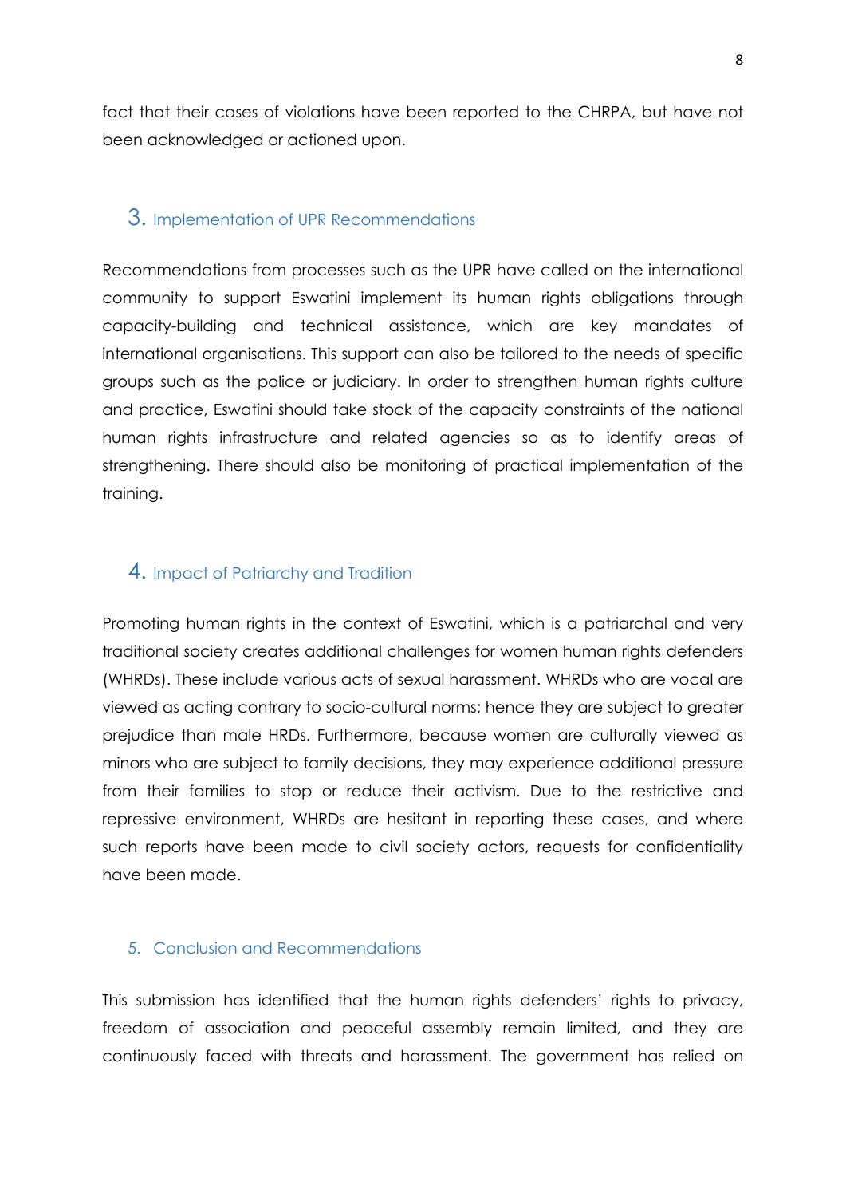fact that their cases of violations have been reported to the CHRPA, but have not been acknowledged or actioned upon.

## 3. Implementation of UPR Recommendations

Recommendations from processes such as the UPR have called on the international community to support Eswatini implement its human rights obligations through capacity-building and technical assistance, which are key mandates of international organisations. This support can also be tailored to the needs of specific groups such as the police or judiciary. In order to strengthen human rights culture and practice, Eswatini should take stock of the capacity constraints of the national human rights infrastructure and related agencies so as to identify areas of strengthening. There should also be monitoring of practical implementation of the training.

## 4. Impact of Patriarchy and Tradition

Promoting human rights in the context of Eswatini, which is a patriarchal and very traditional society creates additional challenges for women human rights defenders (WHRDs). These include various acts of sexual harassment. WHRDs who are vocal are viewed as acting contrary to socio-cultural norms; hence they are subject to greater prejudice than male HRDs. Furthermore, because women are culturally viewed as minors who are subject to family decisions, they may experience additional pressure from their families to stop or reduce their activism. Due to the restrictive and repressive environment, WHRDs are hesitant in reporting these cases, and where such reports have been made to civil society actors, requests for confidentiality have been made.

## 5. Conclusion and Recommendations

This submission has identified that the human rights defenders' rights to privacy, freedom of association and peaceful assembly remain limited, and they are continuously faced with threats and harassment. The government has relied on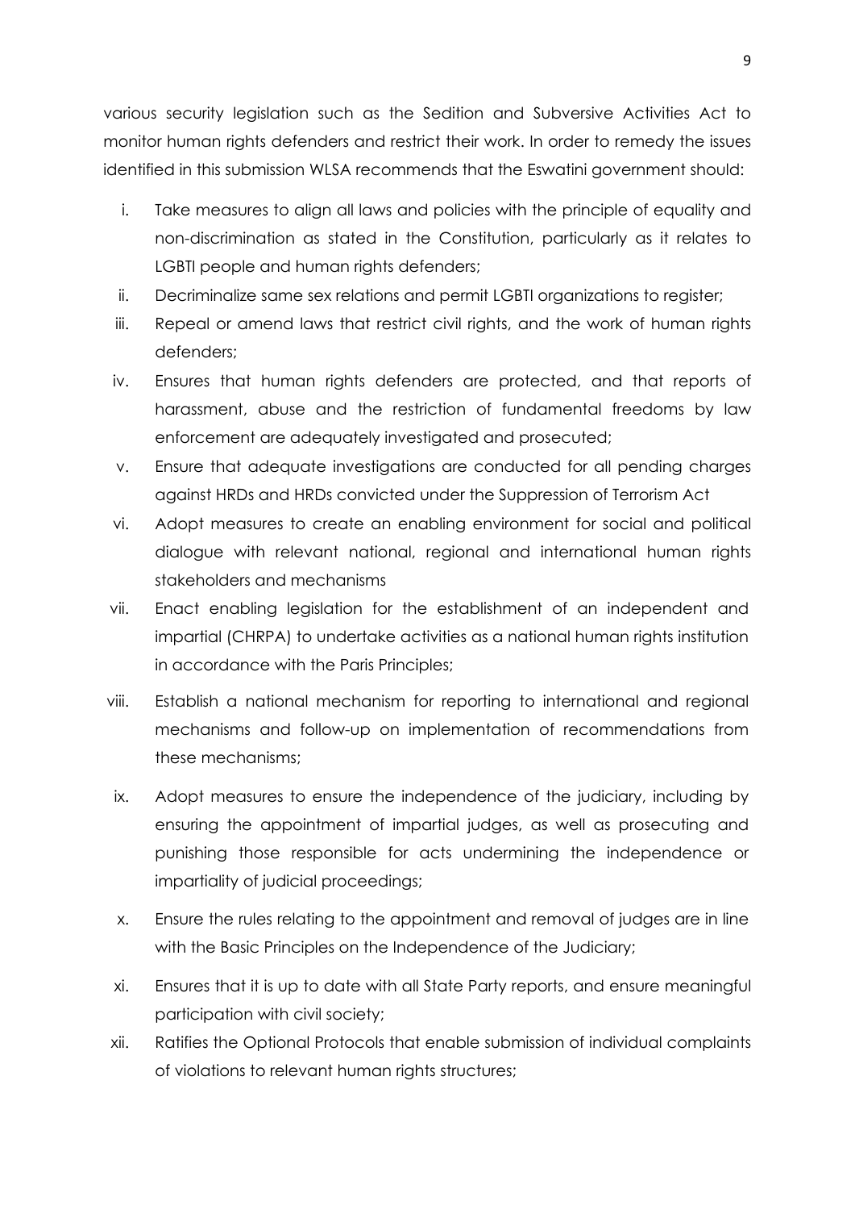various security legislation such as the Sedition and Subversive Activities Act to monitor human rights defenders and restrict their work. In order to remedy the issues identified in this submission WLSA recommends that the Eswatini government should:

i. Take measures to align all laws and policies with the principle of equality and non-discrimination as stated in the Constitution, particularly as it relates to LGBTI people and human rights defenders;
ii. Decriminalize same sex relations and permit LGBTI organizations to register;
iii. Repeal or amend laws that restrict civil rights, and the work of human rights defenders;
iv. Ensures that human rights defenders are protected, and that reports of harassment, abuse and the restriction of fundamental freedoms by law enforcement are adequately investigated and prosecuted;
v. Ensure that adequate investigations are conducted for all pending charges against HRDs and HRDs convicted under the Suppression of Terrorism Act
vi. Adopt measures to create an enabling environment for social and political dialogue with relevant national, regional and international human rights stakeholders and mechanisms
vii. Enact enabling legislation for the establishment of an independent and impartial (CHRPA) to undertake activities as a national human rights institution in accordance with the Paris Principles;
viii. Establish a national mechanism for reporting to international and regional mechanisms and follow-up on implementation of recommendations from these mechanisms;
ix. Adopt measures to ensure the independence of the judiciary, including by ensuring the appointment of impartial judges, as well as prosecuting and punishing those responsible for acts undermining the independence or impartiality of judicial proceedings;
x. Ensure the rules relating to the appointment and removal of judges are in line with the Basic Principles on the Independence of the Judiciary;
xi. Ensures that it is up to date with all State Party reports, and ensure meaningful participation with civil society;
xii. Ratifies the Optional Protocols that enable submission of individual complaints of violations to relevant human rights structures;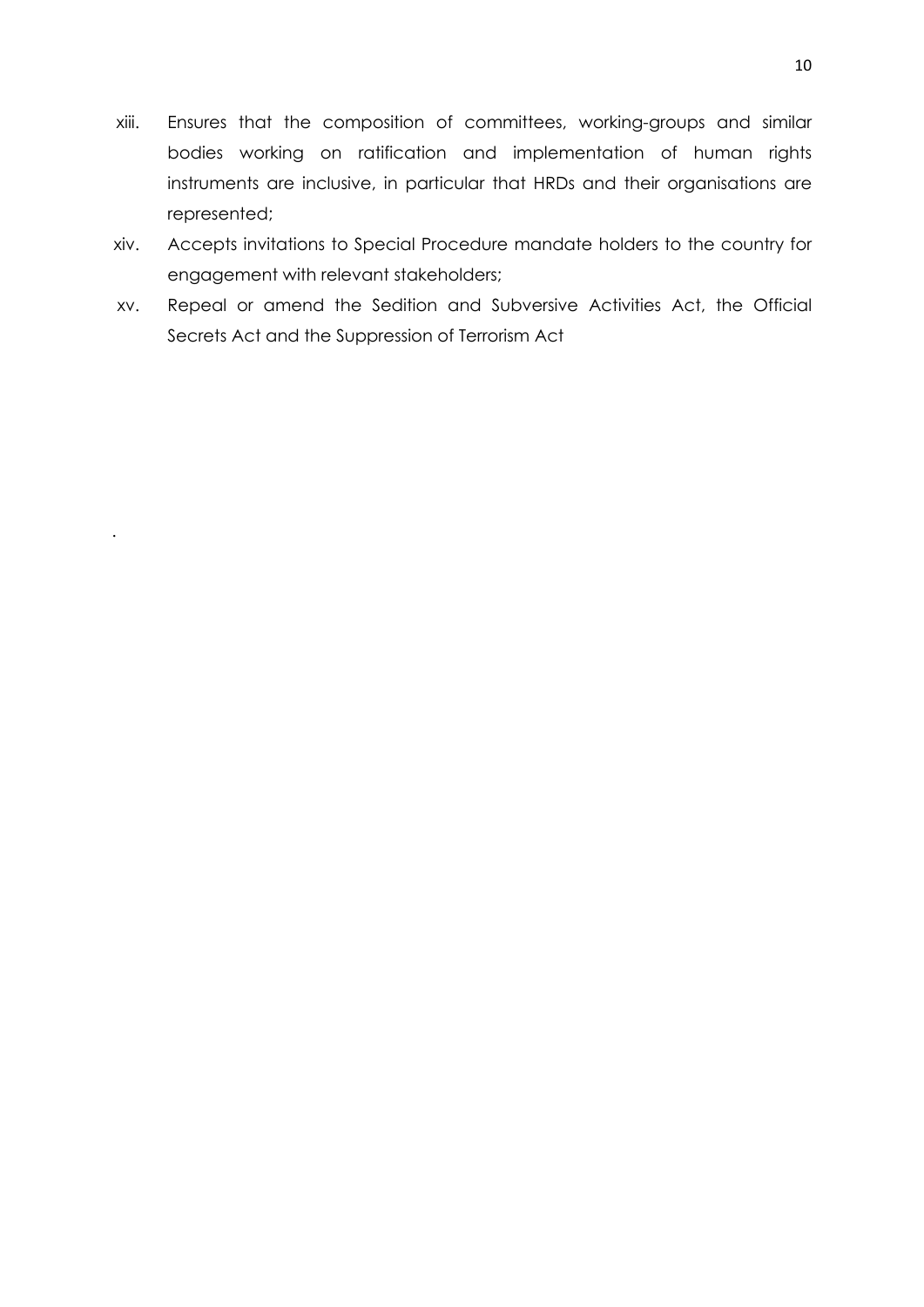xiii. Ensures that the composition of committees, working-groups and similar bodies working on ratification and implementation of human rights instruments are inclusive, in particular that HRDs and their organisations are represented;

xiv. Accepts invitations to Special Procedure mandate holders to the country for engagement with relevant stakeholders;

xv. Repeal or amend the Sedition and Subversive Activities Act, the Official Secrets Act and the Suppression of Terrorism Act

.